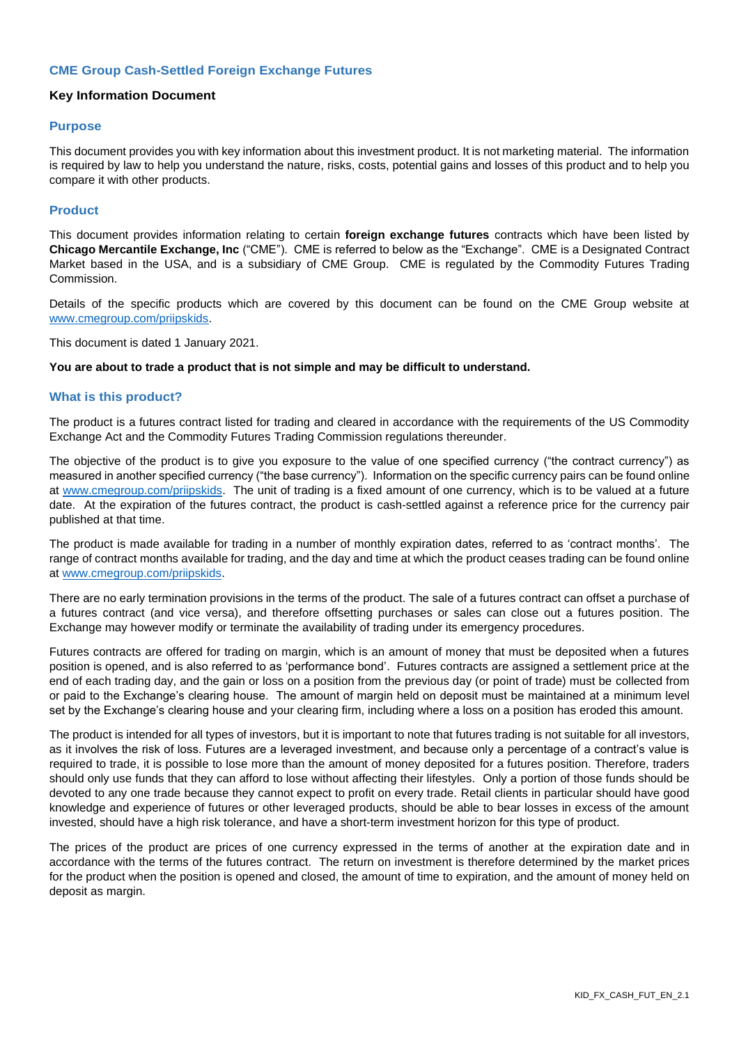## CME Group Cash-Settled Foreign Exchange Futures

### Key Information Document

### Purpose

This document provides you with key information about this investment product. It is not marketing material. The information is required by law to help you understand the nature, risks, costs, potential gains and losses of this product and to help you compare it with other products.

### Product

This document provides information relating to certain **foreign exchange futures** contracts which have been listed by **Chicago Mercantile Exchange, Inc** ("CME"). CME is referred to below as the "Exchange". CME is a Designated Contract Market based in the USA, and is a subsidiary of CME Group. CME is regulated by the Commodity Futures Trading Commission.

Details of the specific products which are covered by this document can be found on the CME Group website at www.cmegroup.com/priipskids.

This document is dated 1 January 2021.

**You are about to trade a product that is not simple and may be difficult to understand.**

### What is this product?

The product is a futures contract listed for trading and cleared in accordance with the requirements of the US Commodity Exchange Act and the Commodity Futures Trading Commission regulations thereunder.

The objective of the product is to give you exposure to the value of one specified currency ("the contract currency") as measured in another specified currency ("the base currency"). Information on the specific currency pairs can be found online at www.cmegroup.com/priipskids. The unit of trading is a fixed amount of one currency, which is to be valued at a future date. At the expiration of the futures contract, the product is cash-settled against a reference price for the currency pair published at that time.

The product is made available for trading in a number of monthly expiration dates, referred to as 'contract months'. The range of contract months available for trading, and the day and time at which the product ceases trading can be found online at www.cmegroup.com/priipskids.

There are no early termination provisions in the terms of the product. The sale of a futures contract can offset a purchase of a futures contract (and vice versa), and therefore offsetting purchases or sales can close out a futures position. The Exchange may however modify or terminate the availability of trading under its emergency procedures.

Futures contracts are offered for trading on margin, which is an amount of money that must be deposited when a futures position is opened, and is also referred to as 'performance bond'. Futures contracts are assigned a settlement price at the end of each trading day, and the gain or loss on a position from the previous day (or point of trade) must be collected from or paid to the Exchange's clearing house. The amount of margin held on deposit must be maintained at a minimum level set by the Exchange's clearing house and your clearing firm, including where a loss on a position has eroded this amount.

The product is intended for all types of investors, but it is important to note that futures trading is not suitable for all investors, as it involves the risk of loss. Futures are a leveraged investment, and because only a percentage of a contract's value is required to trade, it is possible to lose more than the amount of money deposited for a futures position. Therefore, traders should only use funds that they can afford to lose without affecting their lifestyles. Only a portion of those funds should be devoted to any one trade because they cannot expect to profit on every trade. Retail clients in particular should have good knowledge and experience of futures or other leveraged products, should be able to bear losses in excess of the amount invested, should have a high risk tolerance, and have a short-term investment horizon for this type of product.

The prices of the product are prices of one currency expressed in the terms of another at the expiration date and in accordance with the terms of the futures contract. The return on investment is therefore determined by the market prices for the product when the position is opened and closed, the amount of time to expiration, and the amount of money held on deposit as margin.

KID_FX_CASH_FUT_EN_2.1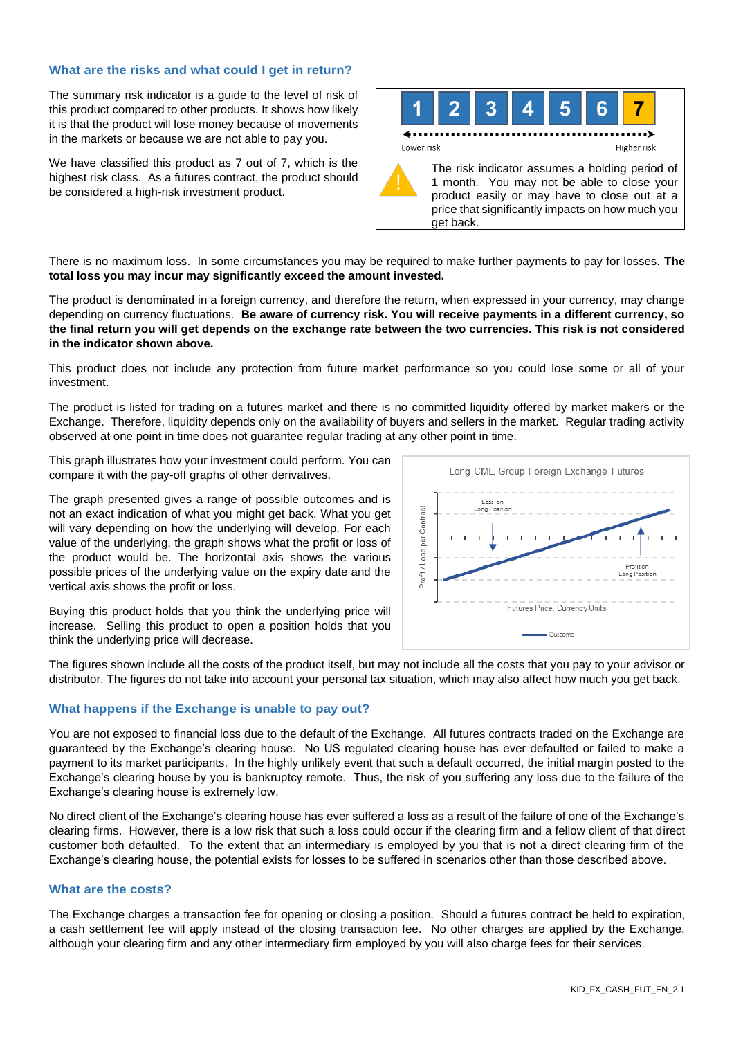## What are the risks and what could I get in return?

The summary risk indicator is a guide to the level of risk of this product compared to other products. It shows how likely it is that the product will lose money because of movements in the markets or because we are not able to pay you.

We have classified this product as 7 out of 7, which is the highest risk class. As a futures contract, the product should be considered a high-risk investment product.

| 1 | 2 | 3 | 4 | 5 | 6 | **7** |
|---|---|---|---|---|---|---|

Lower risk ⟵ ⟶ Higher risk

The risk indicator assumes a holding period of 1 month. You may not be able to close your product easily or may have to close out at a price that significantly impacts on how much you get back.

There is no maximum loss. In some circumstances you may be required to make further payments to pay for losses. **The total loss you may incur may significantly exceed the amount invested.**

The product is denominated in a foreign currency, and therefore the return, when expressed in your currency, may change depending on currency fluctuations. **Be aware of currency risk. You will receive payments in a different currency, so the final return you will get depends on the exchange rate between the two currencies. This risk is not considered in the indicator shown above.**

This product does not include any protection from future market performance so you could lose some or all of your investment.

The product is listed for trading on a futures market and there is no committed liquidity offered by market makers or the Exchange. Therefore, liquidity depends only on the availability of buyers and sellers in the market. Regular trading activity observed at one point in time does not guarantee regular trading at any other point in time.

This graph illustrates how your investment could perform. You can compare it with the pay-off graphs of other derivatives.

The graph presented gives a range of possible outcomes and is not an exact indication of what you might get back. What you get will vary depending on how the underlying will develop. For each value of the underlying, the graph shows what the profit or loss of the product would be. The horizontal axis shows the various possible prices of the underlying value on the expiry date and the vertical axis shows the profit or loss.

Buying this product holds that you think the underlying price will increase. Selling this product to open a position holds that you think the underlying price will decrease.

Long CME Group Foreign Exchange Futures

(Graph: vertical axis "Profit / Loss per Contract"; horizontal axis "Futures Price, Currency Units"; labels "Loss on Long Position", "Profit on Long Position"; legend "Outcome")

The figures shown include all the costs of the product itself, but may not include all the costs that you pay to your advisor or distributor. The figures do not take into account your personal tax situation, which may also affect how much you get back.

## What happens if the Exchange is unable to pay out?

You are not exposed to financial loss due to the default of the Exchange. All futures contracts traded on the Exchange are guaranteed by the Exchange's clearing house. No US regulated clearing house has ever defaulted or failed to make a payment to its market participants. In the highly unlikely event that such a default occurred, the initial margin posted to the Exchange's clearing house by you is bankruptcy remote. Thus, the risk of you suffering any loss due to the failure of the Exchange's clearing house is extremely low.

No direct client of the Exchange's clearing house has ever suffered a loss as a result of the failure of one of the Exchange's clearing firms. However, there is a low risk that such a loss could occur if the clearing firm and a fellow client of that direct customer both defaulted. To the extent that an intermediary is employed by you that is not a direct clearing firm of the Exchange's clearing house, the potential exists for losses to be suffered in scenarios other than those described above.

## What are the costs?

The Exchange charges a transaction fee for opening or closing a position. Should a futures contract be held to expiration, a cash settlement fee will apply instead of the closing transaction fee. No other charges are applied by the Exchange, although your clearing firm and any other intermediary firm employed by you will also charge fees for their services.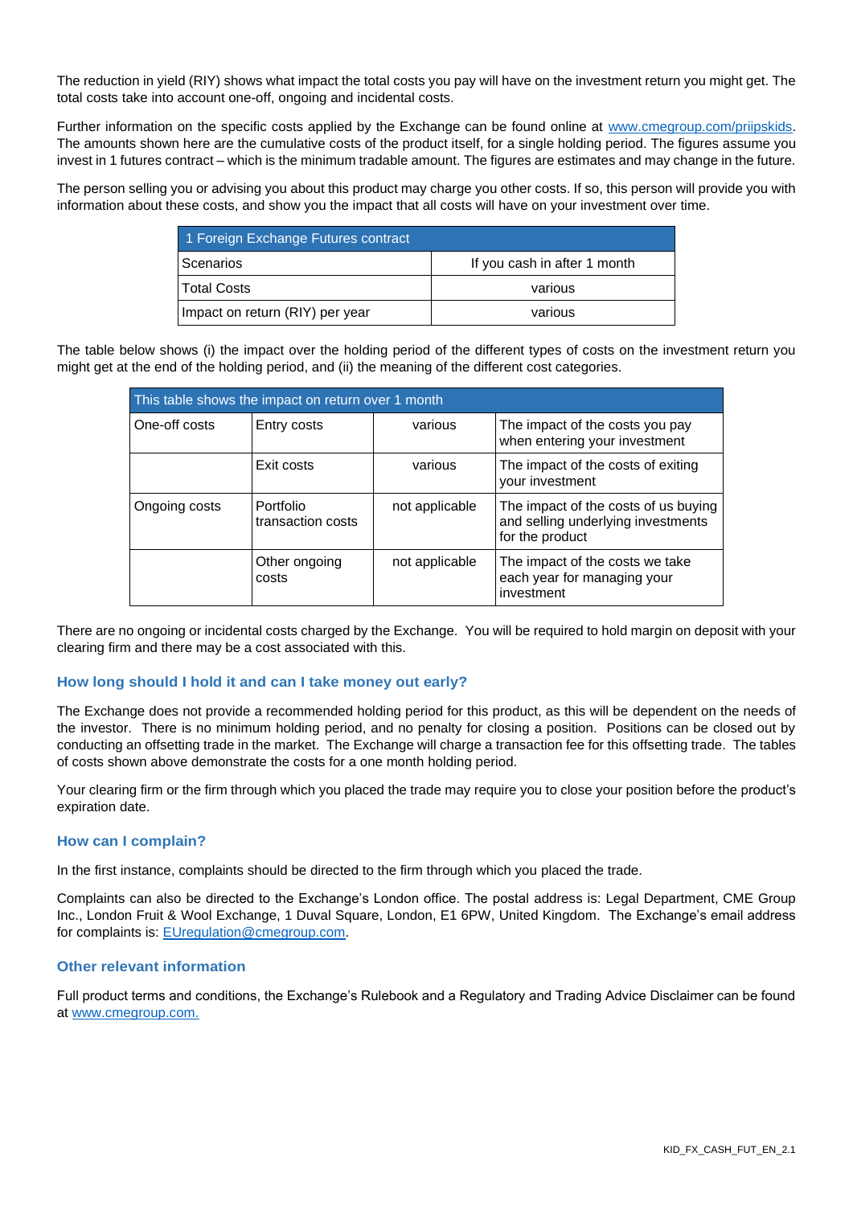The reduction in yield (RIY) shows what impact the total costs you pay will have on the investment return you might get. The total costs take into account one-off, ongoing and incidental costs.

Further information on the specific costs applied by the Exchange can be found online at www.cmegroup.com/priipskids. The amounts shown here are the cumulative costs of the product itself, for a single holding period. The figures assume you invest in 1 futures contract – which is the minimum tradable amount. The figures are estimates and may change in the future.

The person selling you or advising you about this product may charge you other costs. If so, this person will provide you with information about these costs, and show you the impact that all costs will have on your investment over time.

| 1 Foreign Exchange Futures contract | |
|---|---|
| Scenarios | If you cash in after 1 month |
| Total Costs | various |
| Impact on return (RIY) per year | various |

The table below shows (i) the impact over the holding period of the different types of costs on the investment return you might get at the end of the holding period, and (ii) the meaning of the different cost categories.

| This table shows the impact on return over 1 month | | | |
|---|---|---|---|
| One-off costs | Entry costs | various | The impact of the costs you pay when entering your investment |
| | Exit costs | various | The impact of the costs of exiting your investment |
| Ongoing costs | Portfolio transaction costs | not applicable | The impact of the costs of us buying and selling underlying investments for the product |
| | Other ongoing costs | not applicable | The impact of the costs we take each year for managing your investment |

There are no ongoing or incidental costs charged by the Exchange. You will be required to hold margin on deposit with your clearing firm and there may be a cost associated with this.

### How long should I hold it and can I take money out early?

The Exchange does not provide a recommended holding period for this product, as this will be dependent on the needs of the investor. There is no minimum holding period, and no penalty for closing a position. Positions can be closed out by conducting an offsetting trade in the market. The Exchange will charge a transaction fee for this offsetting trade. The tables of costs shown above demonstrate the costs for a one month holding period.

Your clearing firm or the firm through which you placed the trade may require you to close your position before the product's expiration date.

### How can I complain?

In the first instance, complaints should be directed to the firm through which you placed the trade.

Complaints can also be directed to the Exchange's London office. The postal address is: Legal Department, CME Group Inc., London Fruit & Wool Exchange, 1 Duval Square, London, E1 6PW, United Kingdom. The Exchange's email address for complaints is: EUregulation@cmegroup.com.

### Other relevant information

Full product terms and conditions, the Exchange's Rulebook and a Regulatory and Trading Advice Disclaimer can be found at www.cmegroup.com.

KID_FX_CASH_FUT_EN_2.1